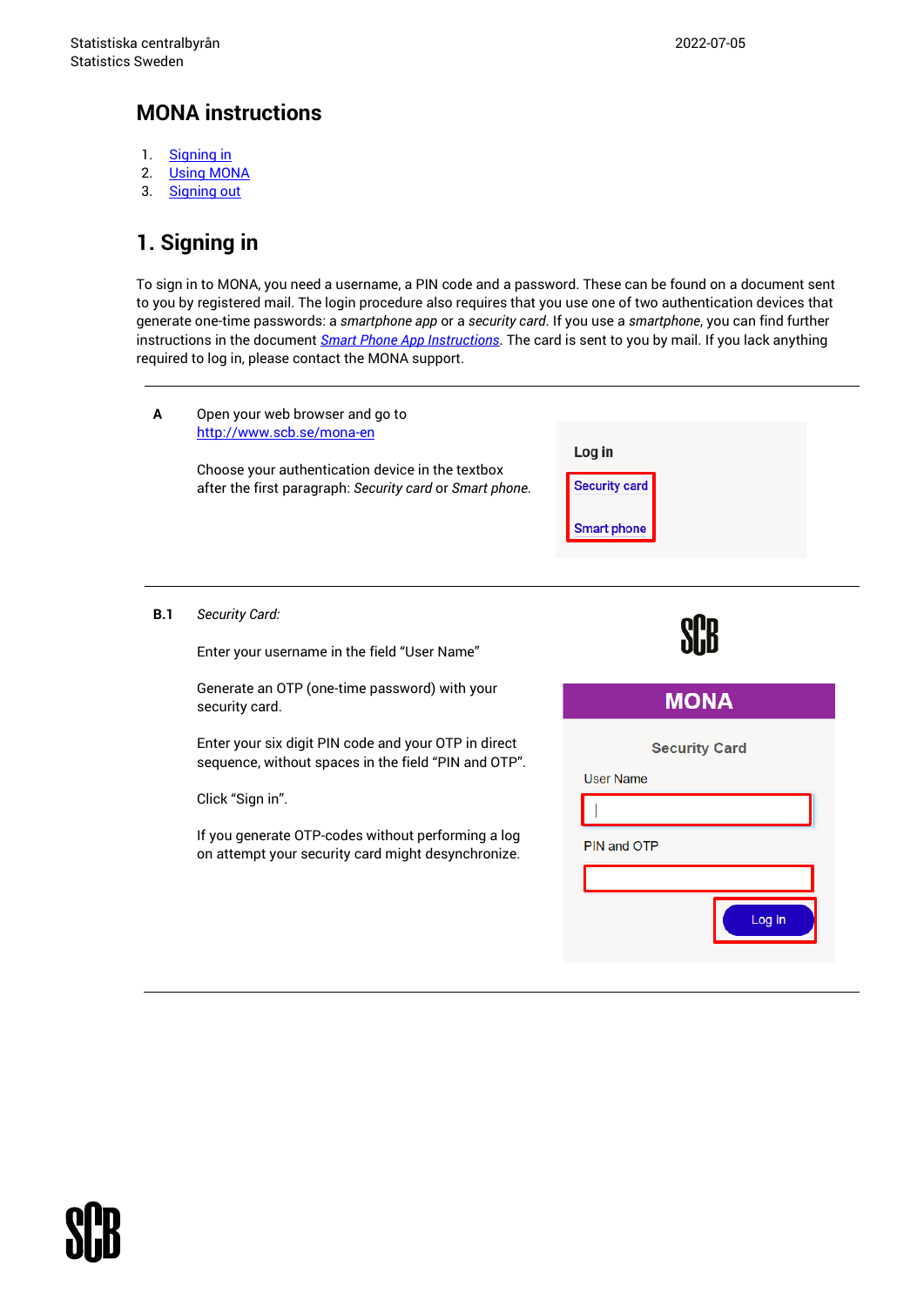Statistiska centralbyrån
Statistics Sweden

2022-07-05

# MONA instructions

1. Signing in
2. Using MONA
3. Signing out

## 1. Signing in

To sign in to MONA, you need a username, a PIN code and a password. These can be found on a document sent to you by registered mail. The login procedure also requires that you use one of two authentication devices that generate one-time passwords: a *smartphone app* or a *security card*. If you use a *smartphone*, you can find further instructions in the document *Smart Phone App Instructions*. The card is sent to you by mail. If you lack anything required to log in, please contact the MONA support.

---

**A** Open your web browser and go to http://www.scb.se/mona-en

Choose your authentication device in the textbox after the first paragraph: *Security card* or *Smart phone*.

Log in

Security card

Smart phone

---

**B.1** *Security Card:*

Enter your username in the field "User Name"

Generate an OTP (one-time password) with your security card.

Enter your six digit PIN code and your OTP in direct sequence, without spaces in the field "PIN and OTP".

Click "Sign in".

If you generate OTP-codes without performing a log on attempt your security card might desynchronize.

SCB

MONA

Security Card

User Name

PIN and OTP

Log in

---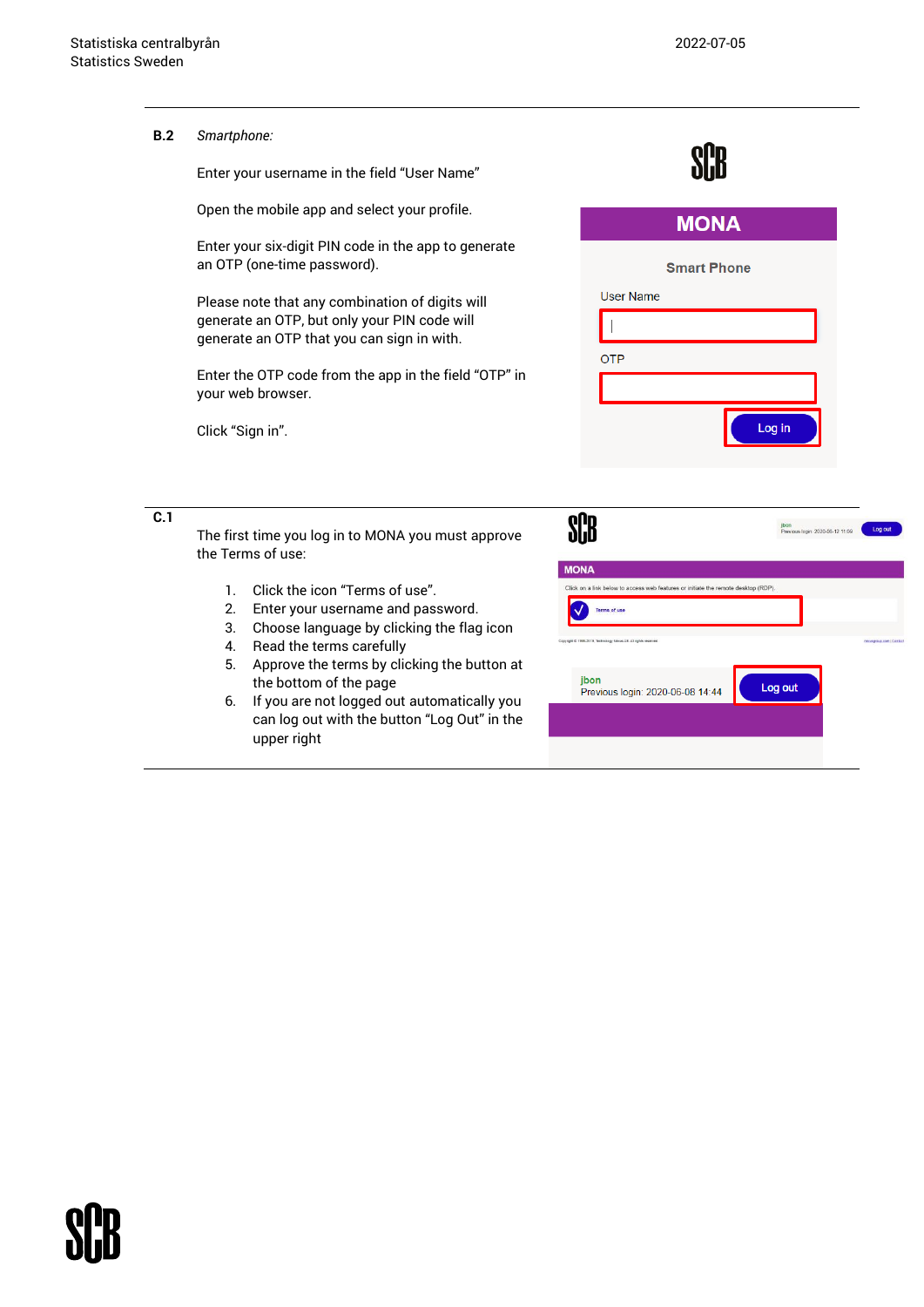**B.2** *Smartphone:*

Enter your username in the field "User Name"

Open the mobile app and select your profile.

Enter your six-digit PIN code in the app to generate an OTP (one-time password).

Please note that any combination of digits will generate an OTP, but only your PIN code will generate an OTP that you can sign in with.

Enter the OTP code from the app in the field "OTP" in your web browser.

Click "Sign in".

**C.1**

The first time you log in to MONA you must approve the Terms of use:

1. Click the icon "Terms of use".
2. Enter your username and password.
3. Choose language by clicking the flag icon
4. Read the terms carefully
5. Approve the terms by clicking the button at the bottom of the page
6. If you are not logged out automatically you can log out with the button "Log Out" in the upper right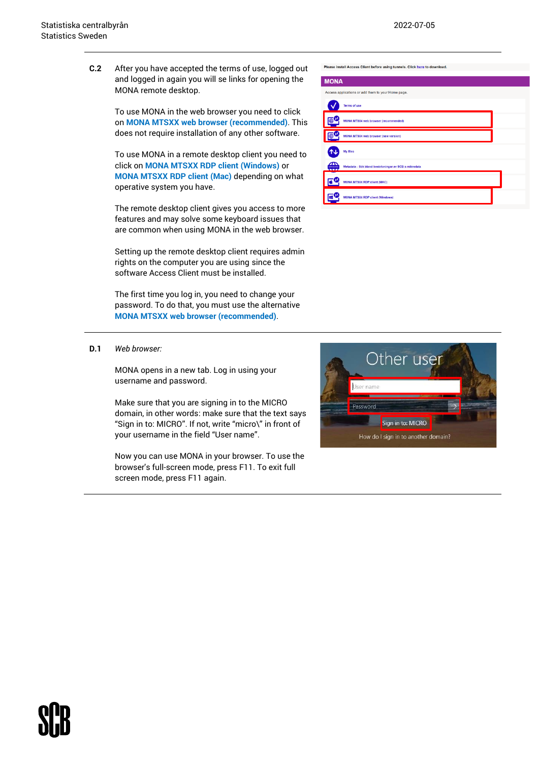**C.2** After you have accepted the terms of use, logged out and logged in again you will se links for opening the MONA remote desktop.

To use MONA in the web browser you need to click on **MONA MTSXX web browser (recommended)**. This does not require installation of any other software.

To use MONA in a remote desktop client you need to click on **MONA MTSXX RDP client (Windows)** or **MONA MTSXX RDP client (Mac)** depending on what operative system you have.

The remote desktop client gives you access to more features and may solve some keyboard issues that are common when using MONA in the web browser.

Setting up the remote desktop client requires admin rights on the computer you are using since the software Access Client must be installed.

The first time you log in, you need to change your password. To do that, you must use the alternative **MONA MTSXX web browser (recommended)**.

**D.1** *Web browser:*

MONA opens in a new tab. Log in using your username and password.

Make sure that you are signing in to the MICRO domain, in other words: make sure that the text says "Sign in to: MICRO". If not, write "micro\" in front of your username in the field "User name".

Now you can use MONA in your browser. To use the browser's full-screen mode, press F11. To exit full screen mode, press F11 again.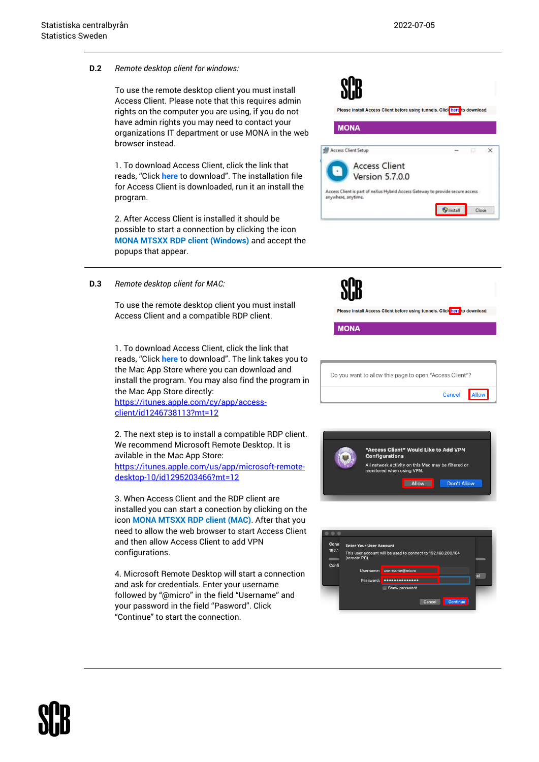**D.2** *Remote desktop client for windows:*

To use the remote desktop client you must install Access Client. Please note that this requires admin rights on the computer you are using, if you do not have admin rights you may need to contact your organizations IT department or use MONA in the web browser instead.

1. To download Access Client, click the link that reads, "Click **here** to download". The installation file for Access Client is downloaded, run it an install the program.

2. After Access Client is installed it should be possible to start a connection by clicking the icon **MONA MTSXX RDP client (Windows)** and accept the popups that appear.

**D.3** *Remote desktop client for MAC:*

To use the remote desktop client you must install Access Client and a compatible RDP client.

1. To download Access Client, click the link that reads, "Click **here** to download". The link takes you to the Mac App Store where you can download and install the program. You may also find the program in the Mac App Store directly: https://itunes.apple.com/cy/app/access-client/id1246738113?mt=12

2. The next step is to install a compatible RDP client. We recommend Microsoft Remote Desktop. It is avilable in the Mac App Store: https://itunes.apple.com/us/app/microsoft-remote-desktop-10/id1295203466?mt=12

3. When Access Client and the RDP client are installed you can start a conection by clicking on the icon **MONA MTSXX RDP client (MAC)**. After that you need to allow the web browser to start Access Client and then allow Access Client to add VPN configurations.

4. Microsoft Remote Desktop will start a connection and ask for credentials. Enter your username followed by "@micro" in the field "Username" and your password in the field "Password". Click "Continue" to start the connection.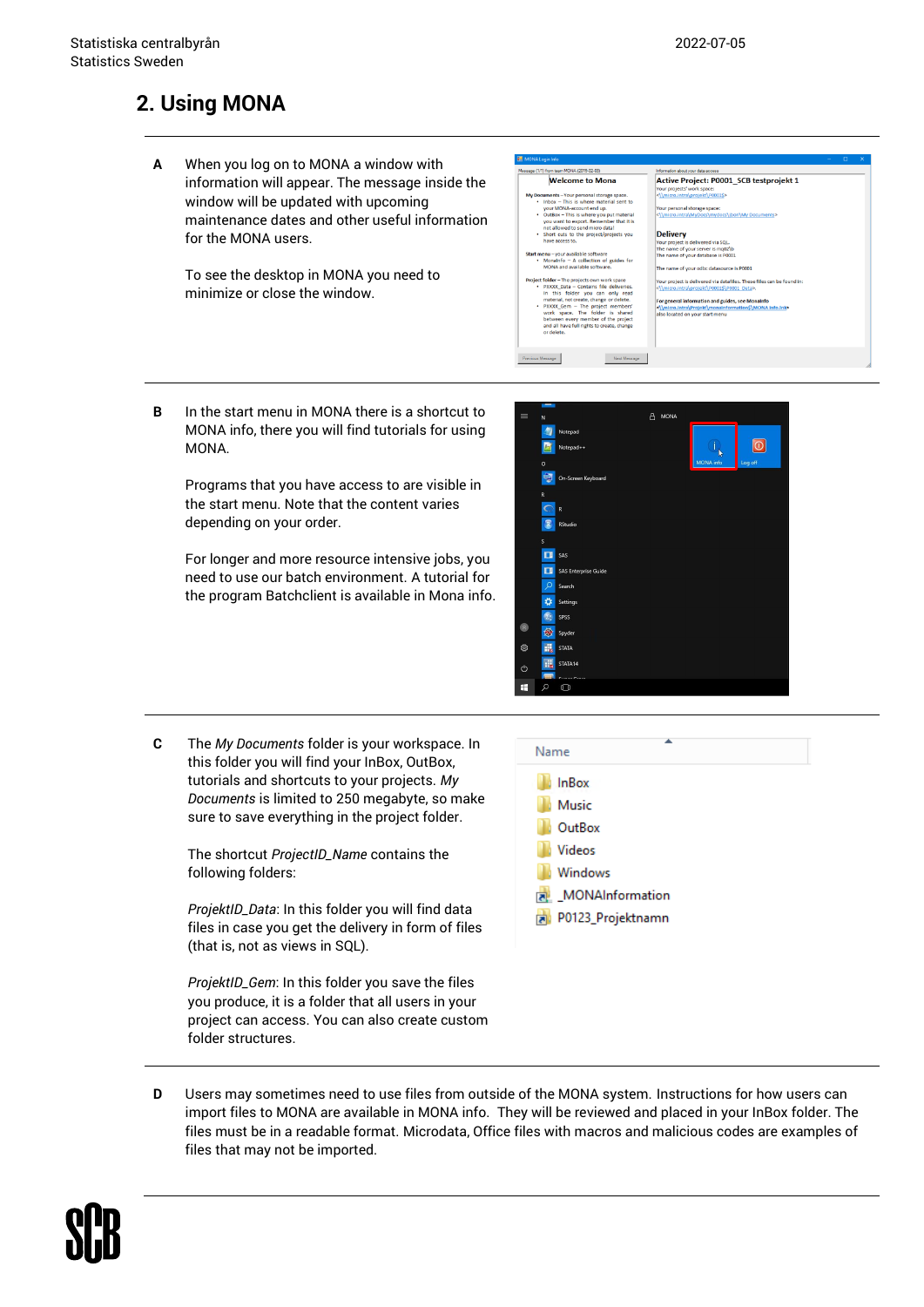## 2. Using MONA

**A** When you log on to MONA a window with information will appear. The message inside the window will be updated with upcoming maintenance dates and other useful information for the MONA users.

To see the desktop in MONA you need to minimize or close the window.

**B** In the start menu in MONA there is a shortcut to MONA info, there you will find tutorials for using MONA.

Programs that you have access to are visible in the start menu. Note that the content varies depending on your order.

For longer and more resource intensive jobs, you need to use our batch environment. A tutorial for the program Batchclient is available in Mona info.

**C** The *My Documents* folder is your workspace. In this folder you will find your InBox, OutBox, tutorials and shortcuts to your projects. *My Documents* is limited to 250 megabyte, so make sure to save everything in the project folder.

The shortcut *ProjectID_Name* contains the following folders:

*ProjektID_Data*: In this folder you will find data files in case you get the delivery in form of files (that is, not as views in SQL).

*ProjektID_Gem*: In this folder you save the files you produce, it is a folder that all users in your project can access. You can also create custom folder structures.

**D** Users may sometimes need to use files from outside of the MONA system. Instructions for how users can import files to MONA are available in MONA info. They will be reviewed and placed in your InBox folder. The files must be in a readable format. Microdata, Office files with macros and malicious codes are examples of files that may not be imported.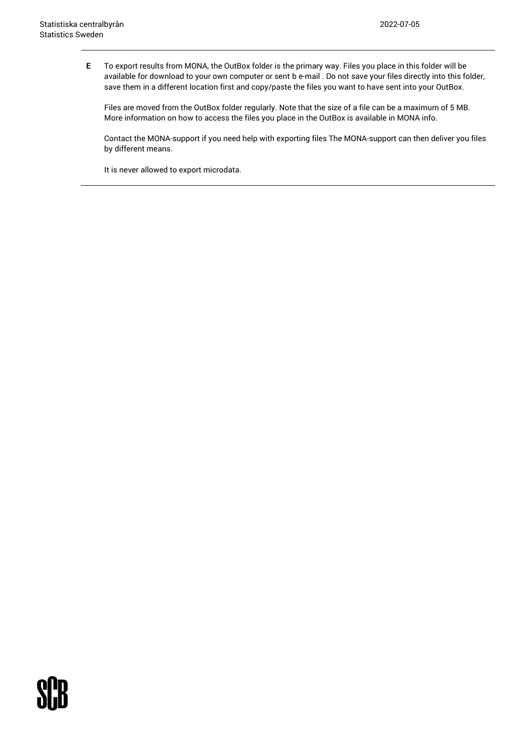**E** To export results from MONA, the OutBox folder is the primary way. Files you place in this folder will be available for download to your own computer or sent b e-mail . Do not save your files directly into this folder, save them in a different location first and copy/paste the files you want to have sent into your OutBox.

Files are moved from the OutBox folder regularly. Note that the size of a file can be a maximum of 5 MB. More information on how to access the files you place in the OutBox is available in MONA info.

Contact the MONA-support if you need help with exporting files The MONA-support can then deliver you files by different means.

It is never allowed to export microdata.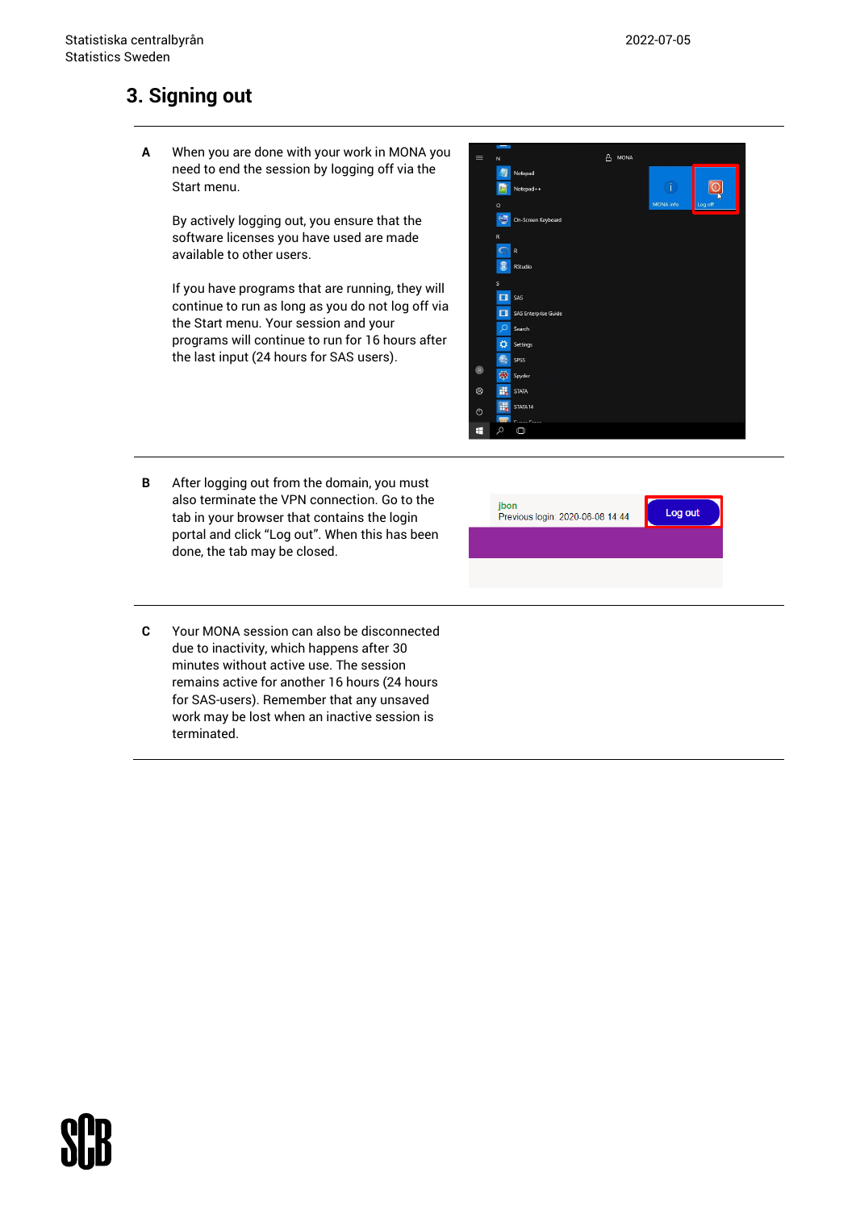## 3. Signing out

**A** When you are done with your work in MONA you need to end the session by logging off via the Start menu.

By actively logging out, you ensure that the software licenses you have used are made available to other users.

If you have programs that are running, they will continue to run as long as you do not log off via the Start menu. Your session and your programs will continue to run for 16 hours after the last input (24 hours for SAS users).

**B** After logging out from the domain, you must also terminate the VPN connection. Go to the tab in your browser that contains the login portal and click “Log out”. When this has been done, the tab may be closed.

**C** Your MONA session can also be disconnected due to inactivity, which happens after 30 minutes without active use. The session remains active for another 16 hours (24 hours for SAS-users). Remember that any unsaved work may be lost when an inactive session is terminated.